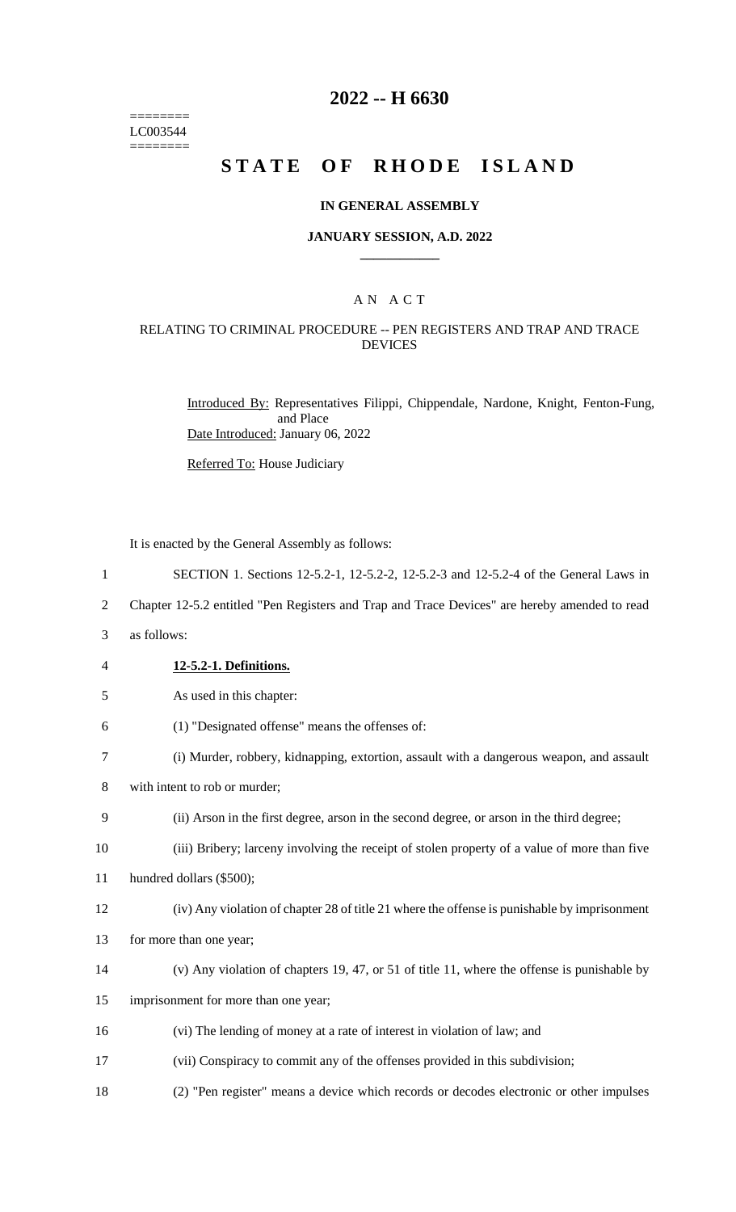========
LC003544
========

# 2022 -- H 6630

# STATE OF RHODE ISLAND

### IN GENERAL ASSEMBLY

### JANUARY SESSION, A.D. 2022

### A N A C T

### RELATING TO CRIMINAL PROCEDURE -- PEN REGISTERS AND TRAP AND TRACE DEVICES

Introduced By: Representatives Filippi, Chippendale, Nardone, Knight, Fenton-Fung, and Place

Date Introduced: January 06, 2022

Referred To: House Judiciary

It is enacted by the General Assembly as follows:

1 SECTION 1. Sections 12-5.2-1, 12-5.2-2, 12-5.2-3 and 12-5.2-4 of the General Laws in
2 Chapter 12-5.2 entitled "Pen Registers and Trap and Trace Devices" are hereby amended to read
3 as follows:

4 **12-5.2-1. Definitions.**

5 As used in this chapter:

6 (1) "Designated offense" means the offenses of:

7 (i) Murder, robbery, kidnapping, extortion, assault with a dangerous weapon, and assault
8 with intent to rob or murder;

9 (ii) Arson in the first degree, arson in the second degree, or arson in the third degree;

10 (iii) Bribery; larceny involving the receipt of stolen property of a value of more than five
11 hundred dollars ($500);

12 (iv) Any violation of chapter 28 of title 21 where the offense is punishable by imprisonment
13 for more than one year;

14 (v) Any violation of chapters 19, 47, or 51 of title 11, where the offense is punishable by
15 imprisonment for more than one year;

16 (vi) The lending of money at a rate of interest in violation of law; and

17 (vii) Conspiracy to commit any of the offenses provided in this subdivision;

18 (2) "Pen register" means a device which records or decodes electronic or other impulses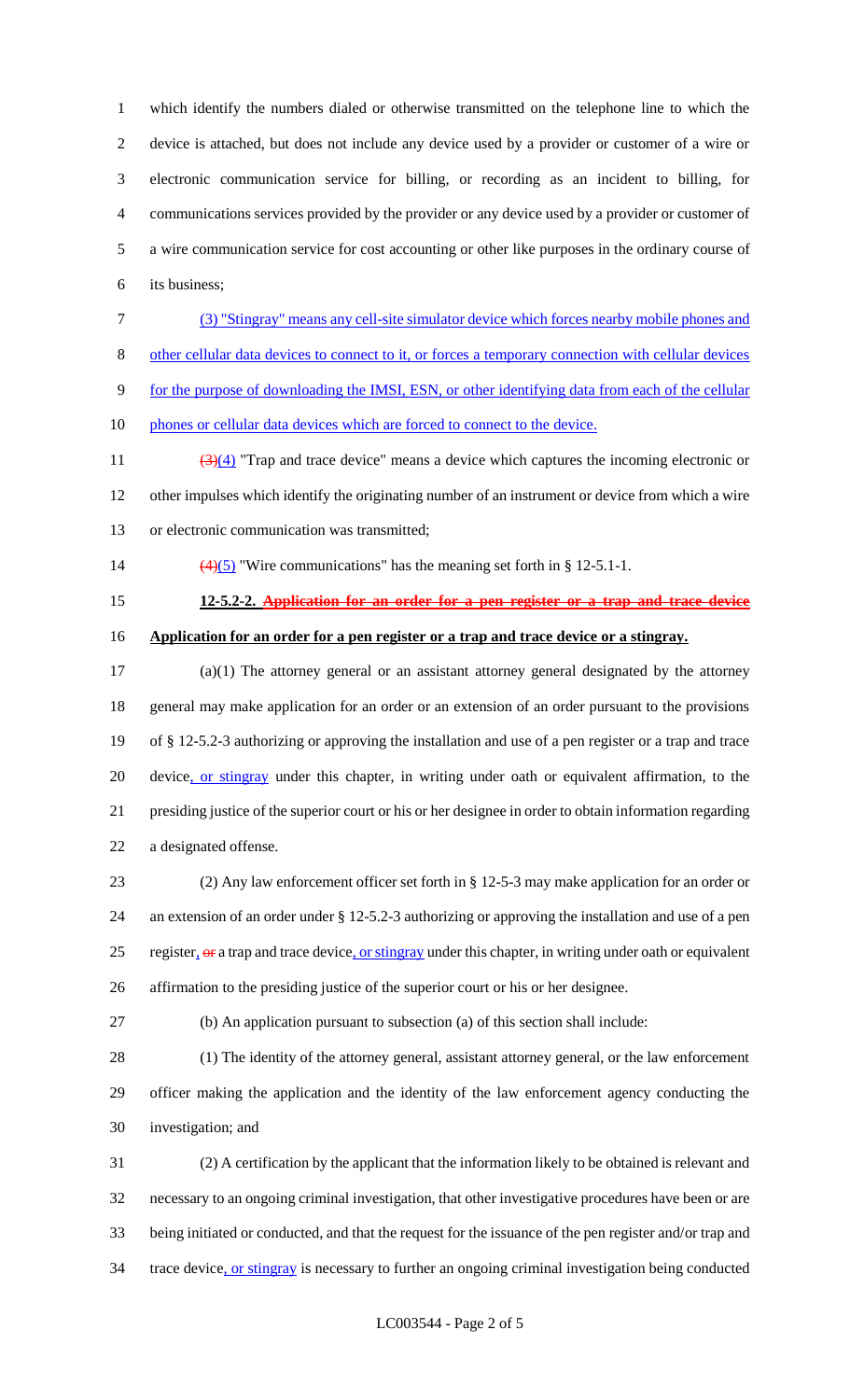which identify the numbers dialed or otherwise transmitted on the telephone line to which the device is attached, but does not include any device used by a provider or customer of a wire or electronic communication service for billing, or recording as an incident to billing, for communications services provided by the provider or any device used by a provider or customer of a wire communication service for cost accounting or other like purposes in the ordinary course of its business;

(3) "Stingray" means any cell-site simulator device which forces nearby mobile phones and other cellular data devices to connect to it, or forces a temporary connection with cellular devices for the purpose of downloading the IMSI, ESN, or other identifying data from each of the cellular phones or cellular data devices which are forced to connect to the device.

~~(3)~~(4) "Trap and trace device" means a device which captures the incoming electronic or other impulses which identify the originating number of an instrument or device from which a wire or electronic communication was transmitted;

~~(4)~~(5) "Wire communications" has the meaning set forth in § 12-5.1-1.

**12-5.2-2. ~~Application for an order for a pen register or a trap and trace device~~ Application for an order for a pen register or a trap and trace device or a stingray.**

(a)(1) The attorney general or an assistant attorney general designated by the attorney general may make application for an order or an extension of an order pursuant to the provisions of § 12-5.2-3 authorizing or approving the installation and use of a pen register or a trap and trace device, or stingray under this chapter, in writing under oath or equivalent affirmation, to the presiding justice of the superior court or his or her designee in order to obtain information regarding a designated offense.

(2) Any law enforcement officer set forth in § 12-5-3 may make application for an order or an extension of an order under § 12-5.2-3 authorizing or approving the installation and use of a pen register, ~~or~~ a trap and trace device, or stingray under this chapter, in writing under oath or equivalent affirmation to the presiding justice of the superior court or his or her designee.

(b) An application pursuant to subsection (a) of this section shall include:

(1) The identity of the attorney general, assistant attorney general, or the law enforcement officer making the application and the identity of the law enforcement agency conducting the investigation; and

(2) A certification by the applicant that the information likely to be obtained is relevant and necessary to an ongoing criminal investigation, that other investigative procedures have been or are being initiated or conducted, and that the request for the issuance of the pen register and/or trap and trace device, or stingray is necessary to further an ongoing criminal investigation being conducted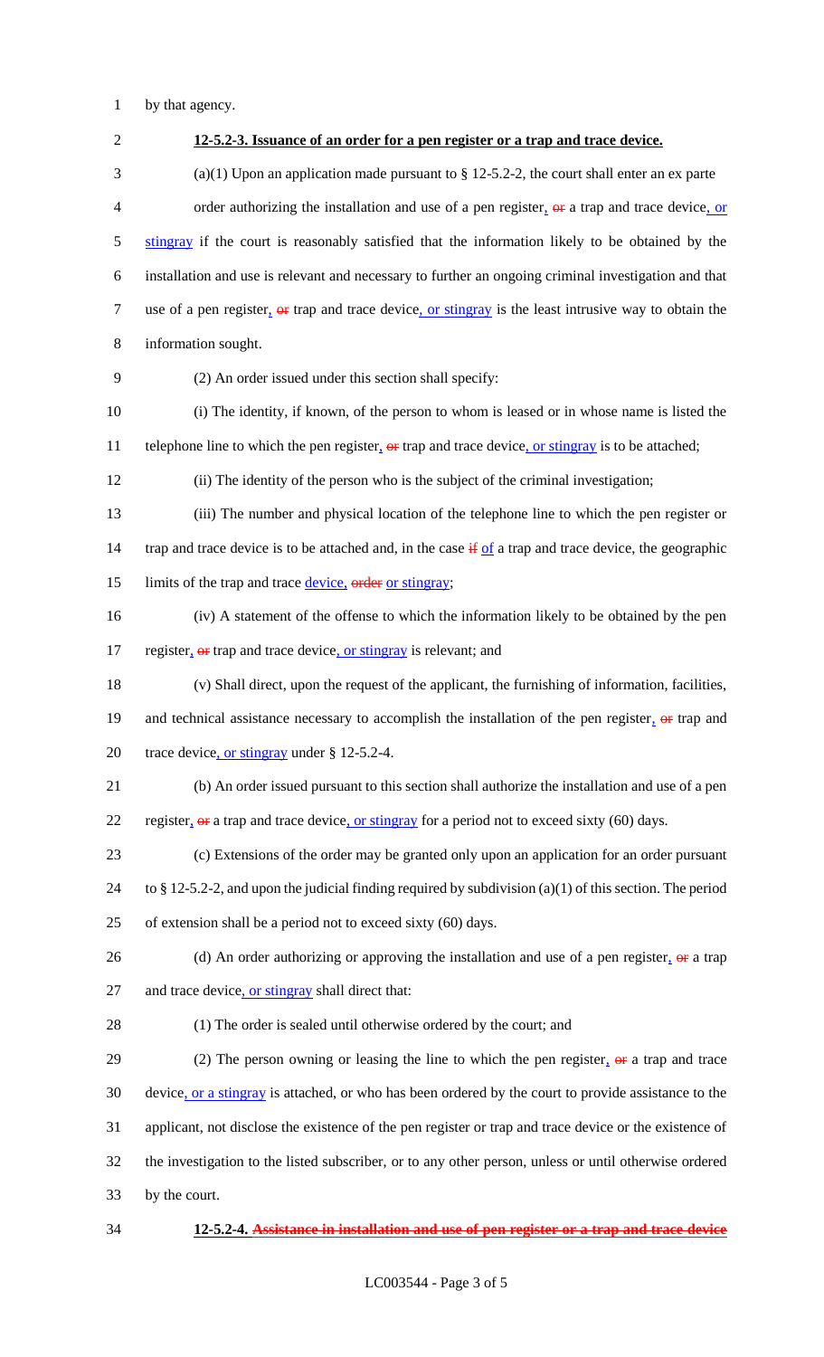by that agency.

**12-5.2-3. Issuance of an order for a pen register or a trap and trace device.**

(a)(1) Upon an application made pursuant to § 12-5.2-2, the court shall enter an ex parte order authorizing the installation and use of a pen register, ~~or~~ a trap and trace device, or stingray if the court is reasonably satisfied that the information likely to be obtained by the installation and use is relevant and necessary to further an ongoing criminal investigation and that use of a pen register, ~~or~~ trap and trace device, or stingray is the least intrusive way to obtain the information sought.

(2) An order issued under this section shall specify:

(i) The identity, if known, of the person to whom is leased or in whose name is listed the telephone line to which the pen register, ~~or~~ trap and trace device, or stingray is to be attached;

(ii) The identity of the person who is the subject of the criminal investigation;

(iii) The number and physical location of the telephone line to which the pen register or trap and trace device is to be attached and, in the case ~~if~~ of a trap and trace device, the geographic limits of the trap and trace device, ~~order~~ or stingray;

(iv) A statement of the offense to which the information likely to be obtained by the pen register, ~~or~~ trap and trace device, or stingray is relevant; and

(v) Shall direct, upon the request of the applicant, the furnishing of information, facilities, and technical assistance necessary to accomplish the installation of the pen register, ~~or~~ trap and trace device, or stingray under § 12-5.2-4.

(b) An order issued pursuant to this section shall authorize the installation and use of a pen register, ~~or~~ a trap and trace device, or stingray for a period not to exceed sixty (60) days.

(c) Extensions of the order may be granted only upon an application for an order pursuant to § 12-5.2-2, and upon the judicial finding required by subdivision (a)(1) of this section. The period of extension shall be a period not to exceed sixty (60) days.

(d) An order authorizing or approving the installation and use of a pen register, ~~or~~ a trap and trace device, or stingray shall direct that:

(1) The order is sealed until otherwise ordered by the court; and

(2) The person owning or leasing the line to which the pen register, ~~or~~ a trap and trace device, or a stingray is attached, or who has been ordered by the court to provide assistance to the applicant, not disclose the existence of the pen register or trap and trace device or the existence of the investigation to the listed subscriber, or to any other person, unless or until otherwise ordered by the court.

**12-5.2-4. ~~Assistance in installation and use of pen register or a trap and trace device~~**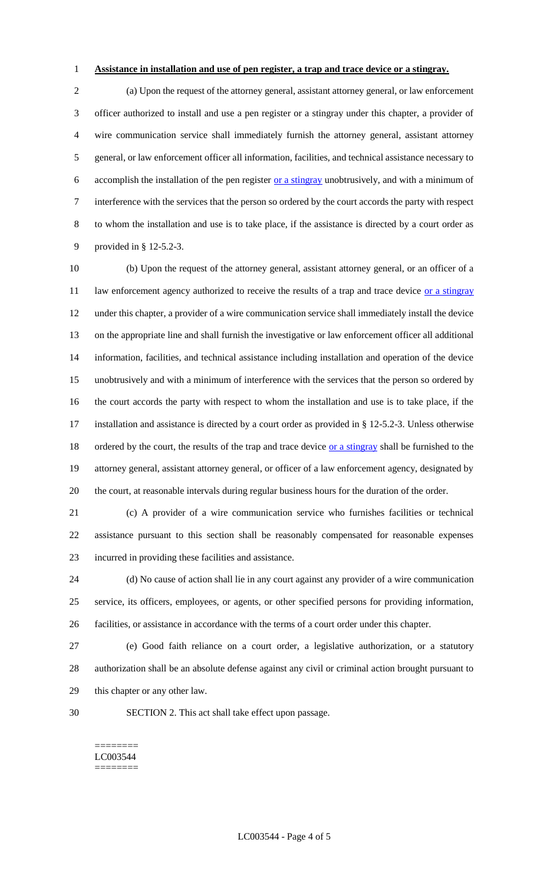<u>**Assistance in installation and use of pen register, a trap and trace device or a stingray.**</u>

(a) Upon the request of the attorney general, assistant attorney general, or law enforcement officer authorized to install and use a pen register or a stingray under this chapter, a provider of wire communication service shall immediately furnish the attorney general, assistant attorney general, or law enforcement officer all information, facilities, and technical assistance necessary to accomplish the installation of the pen register <u>or a stingray</u> unobtrusively, and with a minimum of interference with the services that the person so ordered by the court accords the party with respect to whom the installation and use is to take place, if the assistance is directed by a court order as provided in § 12-5.2-3.

(b) Upon the request of the attorney general, assistant attorney general, or an officer of a law enforcement agency authorized to receive the results of a trap and trace device <u>or a stingray</u> under this chapter, a provider of a wire communication service shall immediately install the device on the appropriate line and shall furnish the investigative or law enforcement officer all additional information, facilities, and technical assistance including installation and operation of the device unobtrusively and with a minimum of interference with the services that the person so ordered by the court accords the party with respect to whom the installation and use is to take place, if the installation and assistance is directed by a court order as provided in § 12-5.2-3. Unless otherwise ordered by the court, the results of the trap and trace device <u>or a stingray</u> shall be furnished to the attorney general, assistant attorney general, or officer of a law enforcement agency, designated by the court, at reasonable intervals during regular business hours for the duration of the order.

(c) A provider of a wire communication service who furnishes facilities or technical assistance pursuant to this section shall be reasonably compensated for reasonable expenses incurred in providing these facilities and assistance.

(d) No cause of action shall lie in any court against any provider of a wire communication service, its officers, employees, or agents, or other specified persons for providing information, facilities, or assistance in accordance with the terms of a court order under this chapter.

(e) Good faith reliance on a court order, a legislative authorization, or a statutory authorization shall be an absolute defense against any civil or criminal action brought pursuant to this chapter or any other law.

SECTION 2. This act shall take effect upon passage.

========
LC003544
========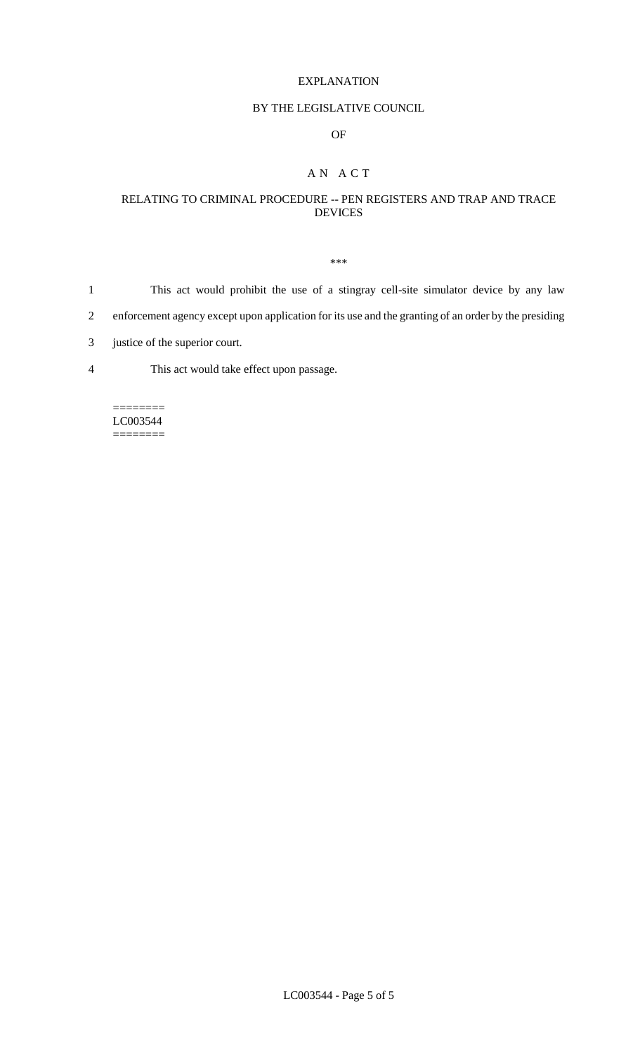EXPLANATION

BY THE LEGISLATIVE COUNCIL

OF

# A N A C T

RELATING TO CRIMINAL PROCEDURE -- PEN REGISTERS AND TRAP AND TRACE DEVICES

\*\*\*

1 This act would prohibit the use of a stingray cell-site simulator device by any law
2 enforcement agency except upon application for its use and the granting of an order by the presiding
3 justice of the superior court.
4 This act would take effect upon passage.

========
LC003544
========